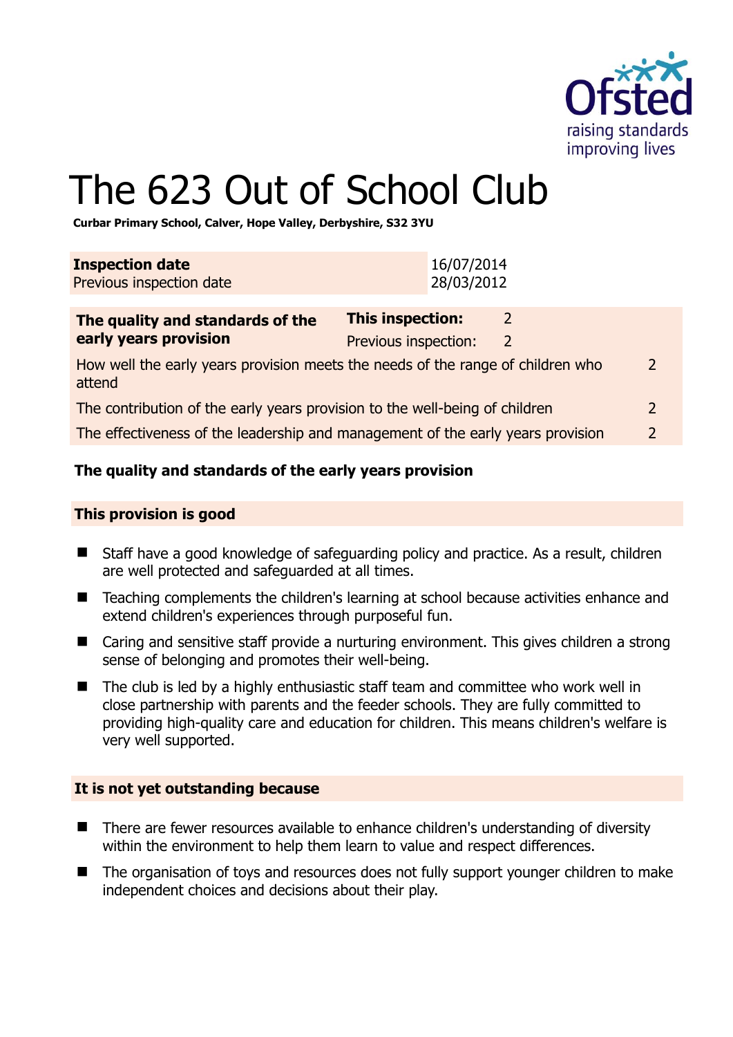# The 623 Out of School Club

**Curbar Primary School, Calver, Hope Valley, Derbyshire, S32 3YU**

| **Inspection date** | 16/07/2014 |
|---|---|
| Previous inspection date | 28/03/2012 |

| **The quality and standards of the early years provision** | **This inspection:** | 2 |
|---|---|---|
| | Previous inspection: | 2 |
| How well the early years provision meets the needs of the range of children who attend | | 2 |
| The contribution of the early years provision to the well-being of children | | 2 |
| The effectiveness of the leadership and management of the early years provision | | 2 |

## The quality and standards of the early years provision

### This provision is good

- Staff have a good knowledge of safeguarding policy and practice. As a result, children are well protected and safeguarded at all times.
- Teaching complements the children's learning at school because activities enhance and extend children's experiences through purposeful fun.
- Caring and sensitive staff provide a nurturing environment. This gives children a strong sense of belonging and promotes their well-being.
- The club is led by a highly enthusiastic staff team and committee who work well in close partnership with parents and the feeder schools. They are fully committed to providing high-quality care and education for children. This means children's welfare is very well supported.

### It is not yet outstanding because

- There are fewer resources available to enhance children's understanding of diversity within the environment to help them learn to value and respect differences.
- The organisation of toys and resources does not fully support younger children to make independent choices and decisions about their play.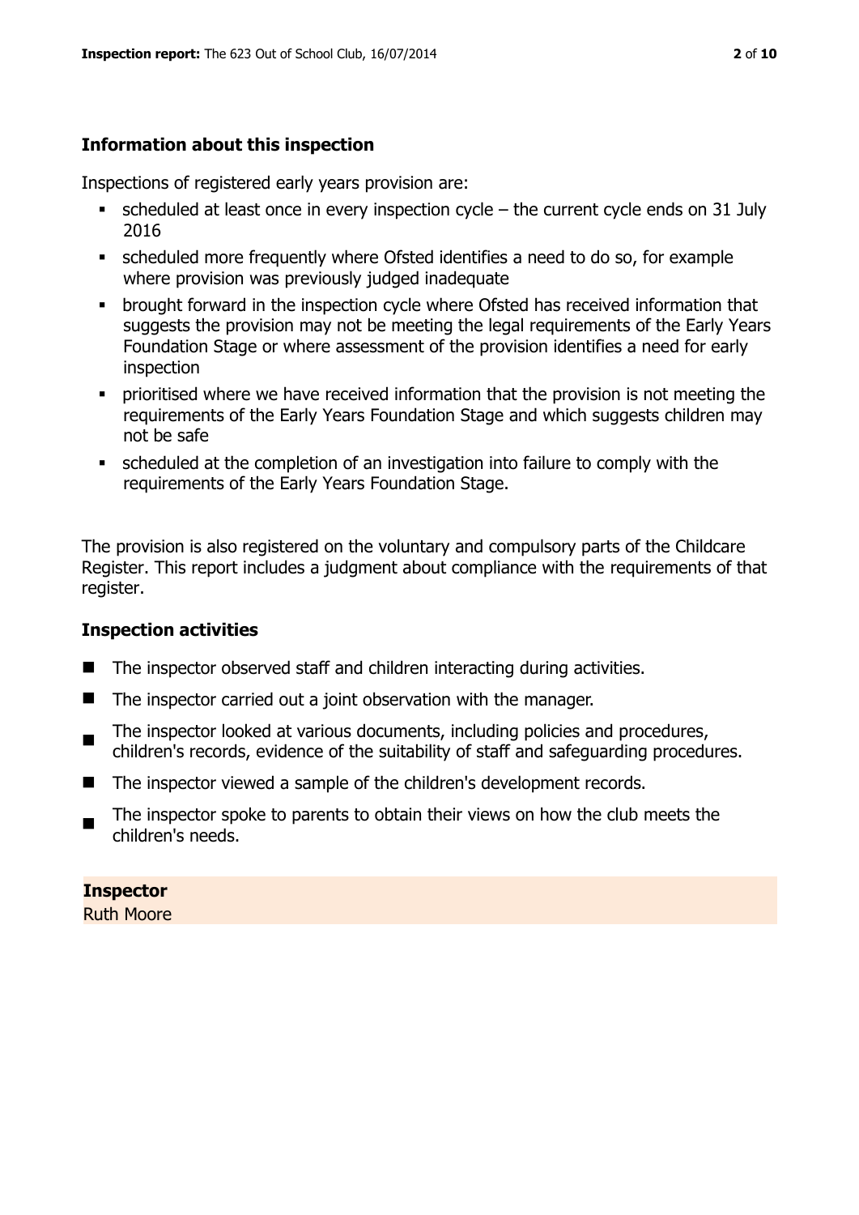## Information about this inspection

Inspections of registered early years provision are:

- scheduled at least once in every inspection cycle – the current cycle ends on 31 July 2016
- scheduled more frequently where Ofsted identifies a need to do so, for example where provision was previously judged inadequate
- brought forward in the inspection cycle where Ofsted has received information that suggests the provision may not be meeting the legal requirements of the Early Years Foundation Stage or where assessment of the provision identifies a need for early inspection
- prioritised where we have received information that the provision is not meeting the requirements of the Early Years Foundation Stage and which suggests children may not be safe
- scheduled at the completion of an investigation into failure to comply with the requirements of the Early Years Foundation Stage.

The provision is also registered on the voluntary and compulsory parts of the Childcare Register. This report includes a judgment about compliance with the requirements of that register.

## Inspection activities

- The inspector observed staff and children interacting during activities.
- The inspector carried out a joint observation with the manager.
- The inspector looked at various documents, including policies and procedures, children's records, evidence of the suitability of staff and safeguarding procedures.
- The inspector viewed a sample of the children's development records.
- The inspector spoke to parents to obtain their views on how the club meets the children's needs.

**Inspector**
Ruth Moore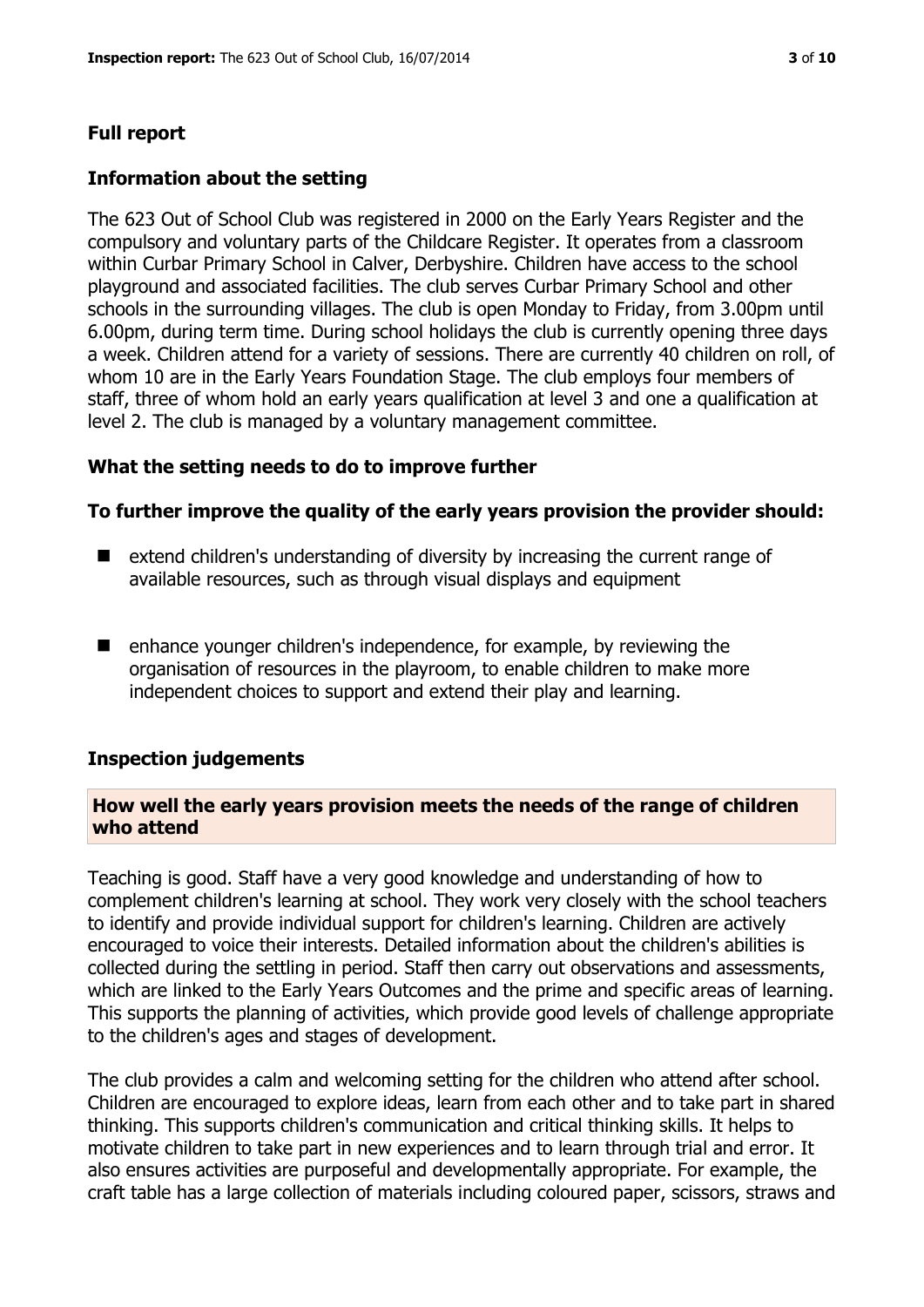## Full report

### Information about the setting

The 623 Out of School Club was registered in 2000 on the Early Years Register and the compulsory and voluntary parts of the Childcare Register. It operates from a classroom within Curbar Primary School in Calver, Derbyshire. Children have access to the school playground and associated facilities. The club serves Curbar Primary School and other schools in the surrounding villages. The club is open Monday to Friday, from 3.00pm until 6.00pm, during term time. During school holidays the club is currently opening three days a week. Children attend for a variety of sessions. There are currently 40 children on roll, of whom 10 are in the Early Years Foundation Stage. The club employs four members of staff, three of whom hold an early years qualification at level 3 and one a qualification at level 2. The club is managed by a voluntary management committee.

### What the setting needs to do to improve further

#### To further improve the quality of the early years provision the provider should:

- extend children's understanding of diversity by increasing the current range of available resources, such as through visual displays and equipment
- enhance younger children's independence, for example, by reviewing the organisation of resources in the playroom, to enable children to make more independent choices to support and extend their play and learning.

### Inspection judgements

#### How well the early years provision meets the needs of the range of children who attend

Teaching is good. Staff have a very good knowledge and understanding of how to complement children's learning at school. They work very closely with the school teachers to identify and provide individual support for children's learning. Children are actively encouraged to voice their interests. Detailed information about the children's abilities is collected during the settling in period. Staff then carry out observations and assessments, which are linked to the Early Years Outcomes and the prime and specific areas of learning. This supports the planning of activities, which provide good levels of challenge appropriate to the children's ages and stages of development.

The club provides a calm and welcoming setting for the children who attend after school. Children are encouraged to explore ideas, learn from each other and to take part in shared thinking. This supports children's communication and critical thinking skills. It helps to motivate children to take part in new experiences and to learn through trial and error. It also ensures activities are purposeful and developmentally appropriate. For example, the craft table has a large collection of materials including coloured paper, scissors, straws and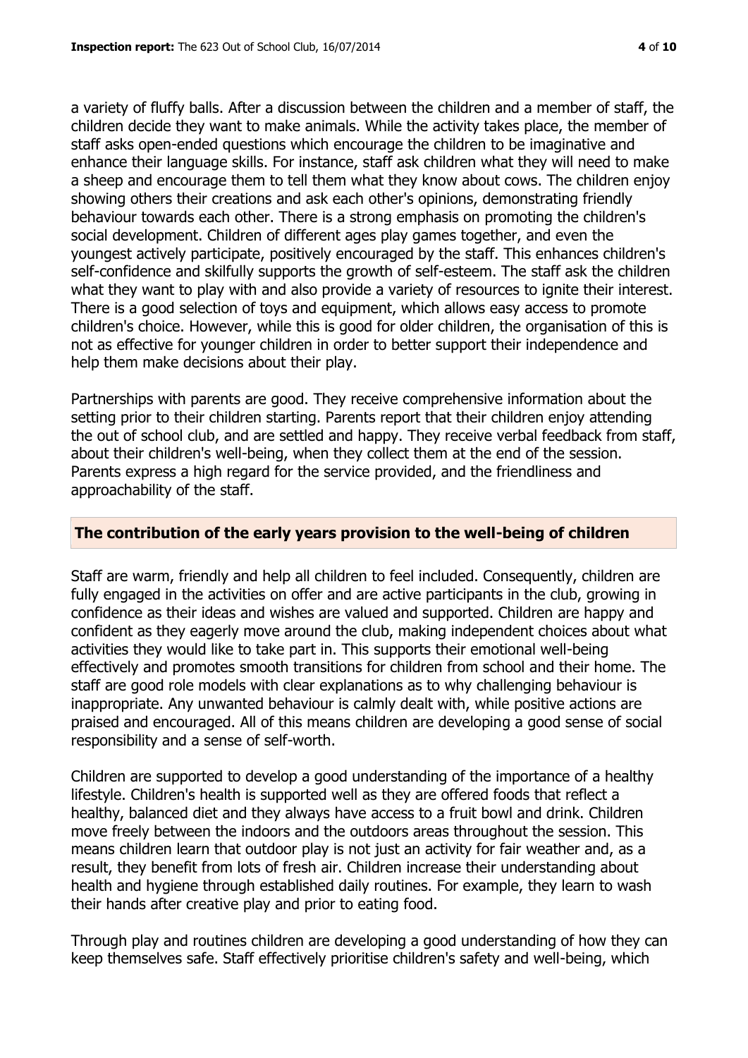a variety of fluffy balls. After a discussion between the children and a member of staff, the children decide they want to make animals. While the activity takes place, the member of staff asks open-ended questions which encourage the children to be imaginative and enhance their language skills. For instance, staff ask children what they will need to make a sheep and encourage them to tell them what they know about cows. The children enjoy showing others their creations and ask each other's opinions, demonstrating friendly behaviour towards each other. There is a strong emphasis on promoting the children's social development. Children of different ages play games together, and even the youngest actively participate, positively encouraged by the staff. This enhances children's self-confidence and skilfully supports the growth of self-esteem. The staff ask the children what they want to play with and also provide a variety of resources to ignite their interest. There is a good selection of toys and equipment, which allows easy access to promote children's choice. However, while this is good for older children, the organisation of this is not as effective for younger children in order to better support their independence and help them make decisions about their play.

Partnerships with parents are good. They receive comprehensive information about the setting prior to their children starting. Parents report that their children enjoy attending the out of school club, and are settled and happy. They receive verbal feedback from staff, about their children's well-being, when they collect them at the end of the session. Parents express a high regard for the service provided, and the friendliness and approachability of the staff.

## The contribution of the early years provision to the well-being of children

Staff are warm, friendly and help all children to feel included. Consequently, children are fully engaged in the activities on offer and are active participants in the club, growing in confidence as their ideas and wishes are valued and supported. Children are happy and confident as they eagerly move around the club, making independent choices about what activities they would like to take part in. This supports their emotional well-being effectively and promotes smooth transitions for children from school and their home. The staff are good role models with clear explanations as to why challenging behaviour is inappropriate. Any unwanted behaviour is calmly dealt with, while positive actions are praised and encouraged. All of this means children are developing a good sense of social responsibility and a sense of self-worth.

Children are supported to develop a good understanding of the importance of a healthy lifestyle. Children's health is supported well as they are offered foods that reflect a healthy, balanced diet and they always have access to a fruit bowl and drink. Children move freely between the indoors and the outdoors areas throughout the session. This means children learn that outdoor play is not just an activity for fair weather and, as a result, they benefit from lots of fresh air. Children increase their understanding about health and hygiene through established daily routines. For example, they learn to wash their hands after creative play and prior to eating food.

Through play and routines children are developing a good understanding of how they can keep themselves safe. Staff effectively prioritise children's safety and well-being, which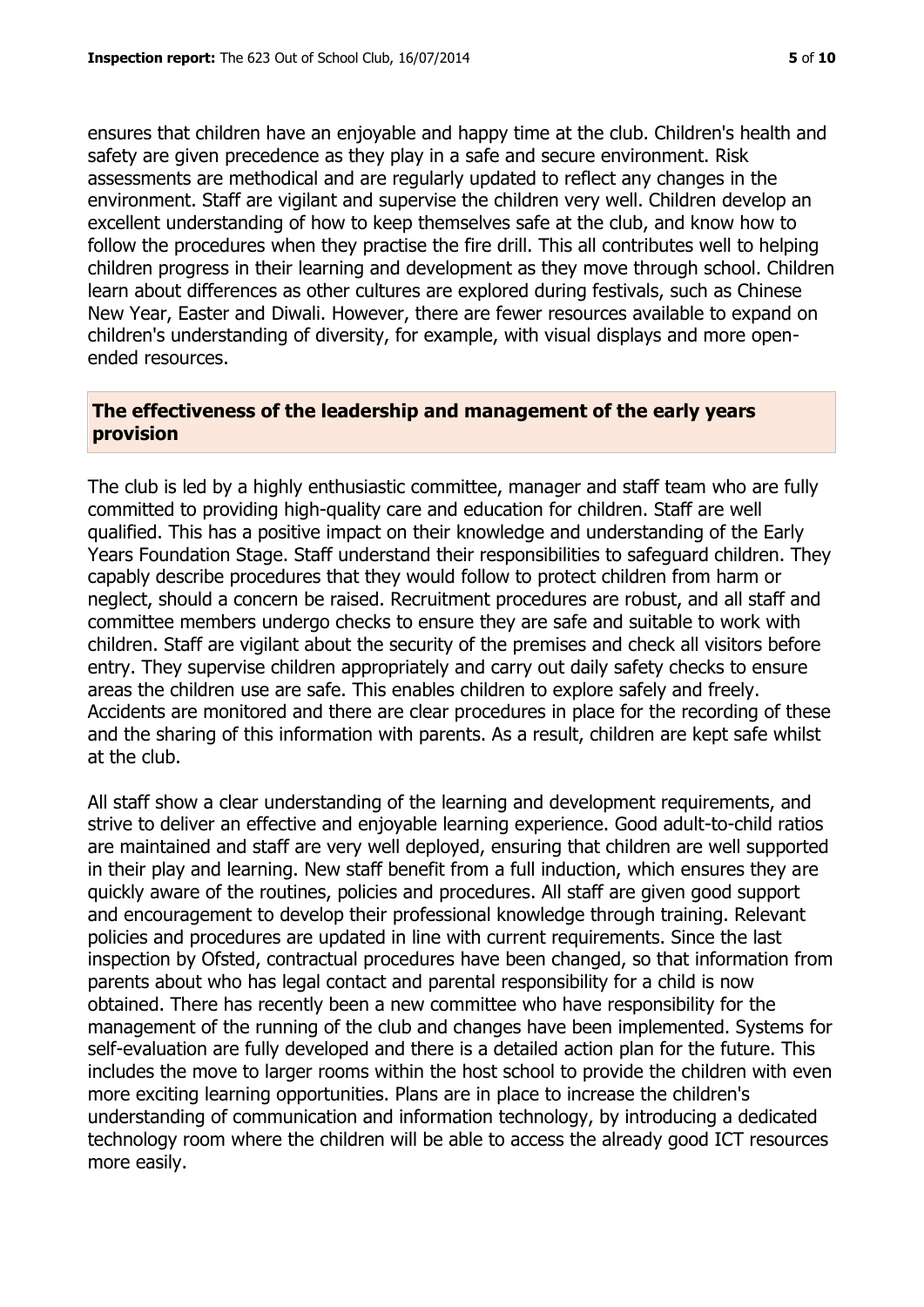ensures that children have an enjoyable and happy time at the club. Children's health and safety are given precedence as they play in a safe and secure environment. Risk assessments are methodical and are regularly updated to reflect any changes in the environment. Staff are vigilant and supervise the children very well. Children develop an excellent understanding of how to keep themselves safe at the club, and know how to follow the procedures when they practise the fire drill. This all contributes well to helping children progress in their learning and development as they move through school. Children learn about differences as other cultures are explored during festivals, such as Chinese New Year, Easter and Diwali. However, there are fewer resources available to expand on children's understanding of diversity, for example, with visual displays and more open-ended resources.

## The effectiveness of the leadership and management of the early years provision

The club is led by a highly enthusiastic committee, manager and staff team who are fully committed to providing high-quality care and education for children. Staff are well qualified. This has a positive impact on their knowledge and understanding of the Early Years Foundation Stage. Staff understand their responsibilities to safeguard children. They capably describe procedures that they would follow to protect children from harm or neglect, should a concern be raised. Recruitment procedures are robust, and all staff and committee members undergo checks to ensure they are safe and suitable to work with children. Staff are vigilant about the security of the premises and check all visitors before entry. They supervise children appropriately and carry out daily safety checks to ensure areas the children use are safe. This enables children to explore safely and freely. Accidents are monitored and there are clear procedures in place for the recording of these and the sharing of this information with parents. As a result, children are kept safe whilst at the club.

All staff show a clear understanding of the learning and development requirements, and strive to deliver an effective and enjoyable learning experience. Good adult-to-child ratios are maintained and staff are very well deployed, ensuring that children are well supported in their play and learning. New staff benefit from a full induction, which ensures they are quickly aware of the routines, policies and procedures. All staff are given good support and encouragement to develop their professional knowledge through training. Relevant policies and procedures are updated in line with current requirements. Since the last inspection by Ofsted, contractual procedures have been changed, so that information from parents about who has legal contact and parental responsibility for a child is now obtained. There has recently been a new committee who have responsibility for the management of the running of the club and changes have been implemented. Systems for self-evaluation are fully developed and there is a detailed action plan for the future. This includes the move to larger rooms within the host school to provide the children with even more exciting learning opportunities. Plans are in place to increase the children's understanding of communication and information technology, by introducing a dedicated technology room where the children will be able to access the already good ICT resources more easily.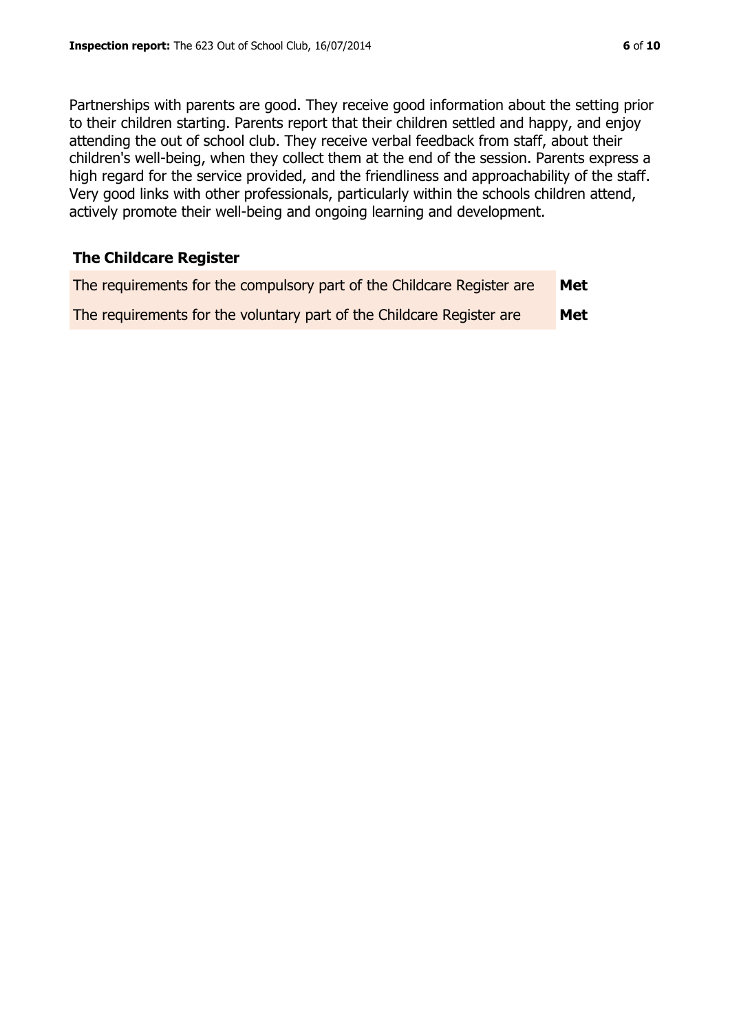Partnerships with parents are good. They receive good information about the setting prior to their children starting. Parents report that their children settled and happy, and enjoy attending the out of school club. They receive verbal feedback from staff, about their children's well-being, when they collect them at the end of the session. Parents express a high regard for the service provided, and the friendliness and approachability of the staff. Very good links with other professionals, particularly within the schools children attend, actively promote their well-being and ongoing learning and development.

## The Childcare Register

| | |
|---|---|
| The requirements for the compulsory part of the Childcare Register are | **Met** |
| The requirements for the voluntary part of the Childcare Register are | **Met** |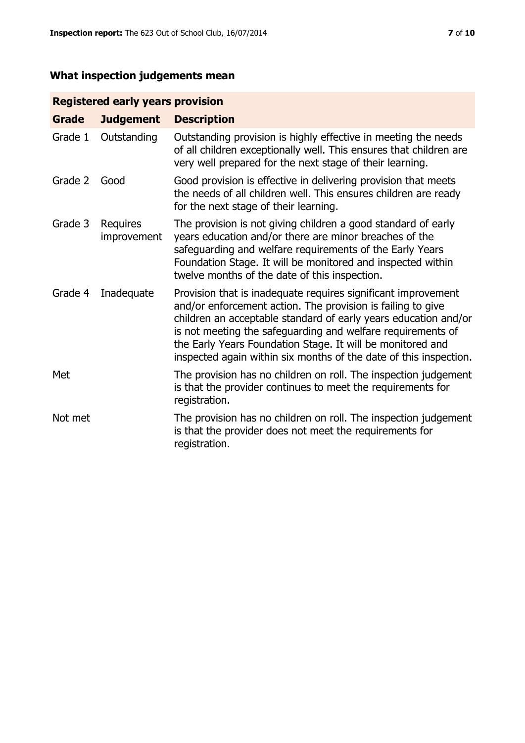## What inspection judgements mean

| Registered early years provision | | |
|---|---|---|
| **Grade** | **Judgement** | **Description** |
| Grade 1 | Outstanding | Outstanding provision is highly effective in meeting the needs of all children exceptionally well. This ensures that children are very well prepared for the next stage of their learning. |
| Grade 2 | Good | Good provision is effective in delivering provision that meets the needs of all children well. This ensures children are ready for the next stage of their learning. |
| Grade 3 | Requires improvement | The provision is not giving children a good standard of early years education and/or there are minor breaches of the safeguarding and welfare requirements of the Early Years Foundation Stage. It will be monitored and inspected within twelve months of the date of this inspection. |
| Grade 4 | Inadequate | Provision that is inadequate requires significant improvement and/or enforcement action. The provision is failing to give children an acceptable standard of early years education and/or is not meeting the safeguarding and welfare requirements of the Early Years Foundation Stage. It will be monitored and inspected again within six months of the date of this inspection. |
| Met | | The provision has no children on roll. The inspection judgement is that the provider continues to meet the requirements for registration. |
| Not met | | The provision has no children on roll. The inspection judgement is that the provider does not meet the requirements for registration. |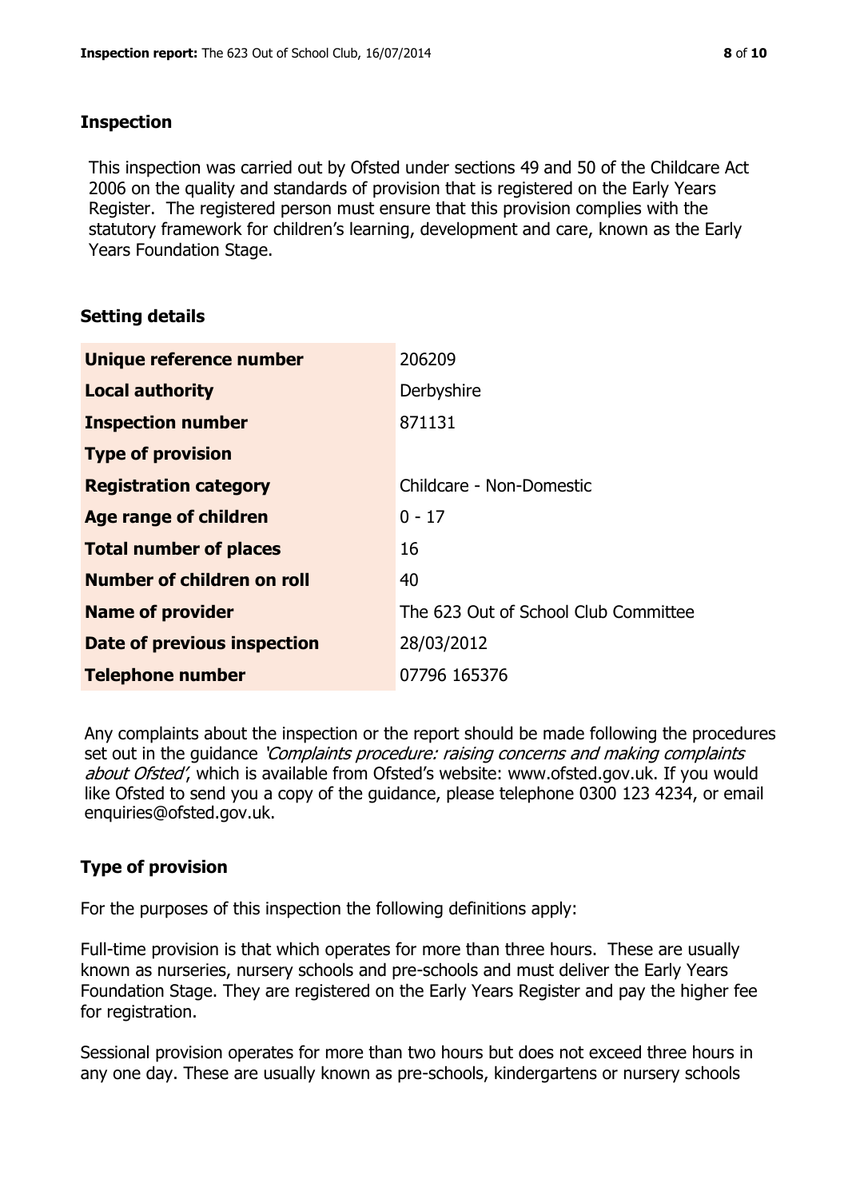## Inspection

This inspection was carried out by Ofsted under sections 49 and 50 of the Childcare Act 2006 on the quality and standards of provision that is registered on the Early Years Register. The registered person must ensure that this provision complies with the statutory framework for children's learning, development and care, known as the Early Years Foundation Stage.

## Setting details

| | |
|---|---|
| **Unique reference number** | 206209 |
| **Local authority** | Derbyshire |
| **Inspection number** | 871131 |
| **Type of provision** | |
| **Registration category** | Childcare - Non-Domestic |
| **Age range of children** | 0 - 17 |
| **Total number of places** | 16 |
| **Number of children on roll** | 40 |
| **Name of provider** | The 623 Out of School Club Committee |
| **Date of previous inspection** | 28/03/2012 |
| **Telephone number** | 07796 165376 |

Any complaints about the inspection or the report should be made following the procedures set out in the guidance *'Complaints procedure: raising concerns and making complaints about Ofsted'*, which is available from Ofsted's website: www.ofsted.gov.uk. If you would like Ofsted to send you a copy of the guidance, please telephone 0300 123 4234, or email enquiries@ofsted.gov.uk.

## Type of provision

For the purposes of this inspection the following definitions apply:

Full-time provision is that which operates for more than three hours. These are usually known as nurseries, nursery schools and pre-schools and must deliver the Early Years Foundation Stage. They are registered on the Early Years Register and pay the higher fee for registration.

Sessional provision operates for more than two hours but does not exceed three hours in any one day. These are usually known as pre-schools, kindergartens or nursery schools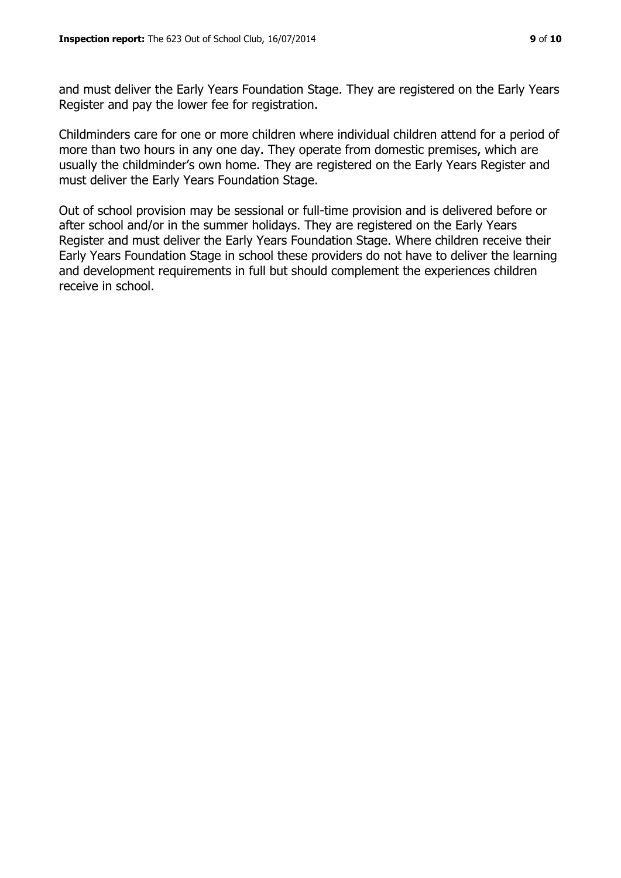and must deliver the Early Years Foundation Stage. They are registered on the Early Years Register and pay the lower fee for registration.

Childminders care for one or more children where individual children attend for a period of more than two hours in any one day. They operate from domestic premises, which are usually the childminder's own home. They are registered on the Early Years Register and must deliver the Early Years Foundation Stage.

Out of school provision may be sessional or full-time provision and is delivered before or after school and/or in the summer holidays. They are registered on the Early Years Register and must deliver the Early Years Foundation Stage. Where children receive their Early Years Foundation Stage in school these providers do not have to deliver the learning and development requirements in full but should complement the experiences children receive in school.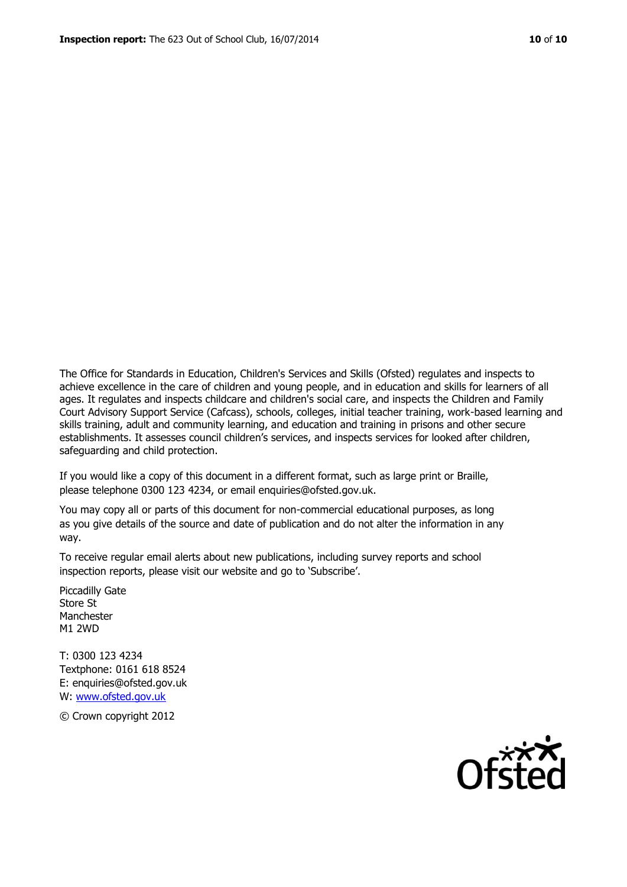The Office for Standards in Education, Children's Services and Skills (Ofsted) regulates and inspects to achieve excellence in the care of children and young people, and in education and skills for learners of all ages. It regulates and inspects childcare and children's social care, and inspects the Children and Family Court Advisory Support Service (Cafcass), schools, colleges, initial teacher training, work-based learning and skills training, adult and community learning, and education and training in prisons and other secure establishments. It assesses council children's services, and inspects services for looked after children, safeguarding and child protection.

If you would like a copy of this document in a different format, such as large print or Braille, please telephone 0300 123 4234, or email enquiries@ofsted.gov.uk.

You may copy all or parts of this document for non-commercial educational purposes, as long as you give details of the source and date of publication and do not alter the information in any way.

To receive regular email alerts about new publications, including survey reports and school inspection reports, please visit our website and go to 'Subscribe'.

Piccadilly Gate
Store St
Manchester
M1 2WD

T: 0300 123 4234
Textphone: 0161 618 8524
E: enquiries@ofsted.gov.uk
W: www.ofsted.gov.uk

© Crown copyright 2012

Ofsted